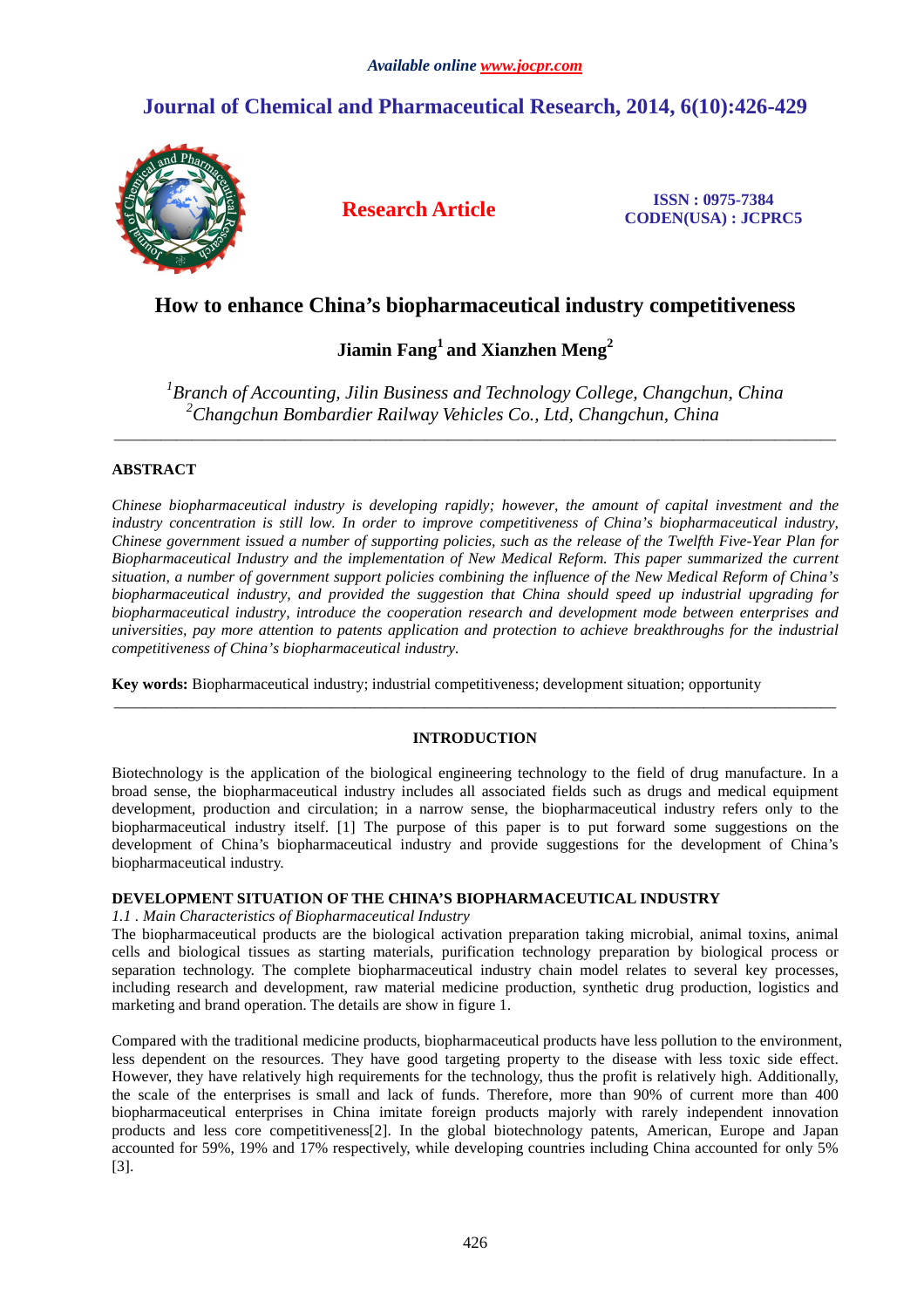*Available online www.jocpr.com*

# Journal of Chemical and Pharmaceutical Research, 2014, 6(10):426-429

**Research Article**

**ISSN : 0975-7384**
**CODEN(USA) : JCPRC5**

## How to enhance China's biopharmaceutical industry competitiveness

**Jiamin Fang[1] and Xianzhen Meng[2]**

*[1]Branch of Accounting, Jilin Business and Technology College, Changchun, China*
*[2]Changchun Bombardier Railway Vehicles Co., Ltd, Changchun, China*

---

### ABSTRACT

*Chinese biopharmaceutical industry is developing rapidly; however, the amount of capital investment and the industry concentration is still low. In order to improve competitiveness of China's biopharmaceutical industry, Chinese government issued a number of supporting policies, such as the release of the Twelfth Five-Year Plan for Biopharmaceutical Industry and the implementation of New Medical Reform. This paper summarized the current situation, a number of government support policies combining the influence of the New Medical Reform of China's biopharmaceutical industry, and provided the suggestion that China should speed up industrial upgrading for biopharmaceutical industry, introduce the cooperation research and development mode between enterprises and universities, pay more attention to patents application and protection to achieve breakthroughs for the industrial competitiveness of China's biopharmaceutical industry.*

**Key words:** Biopharmaceutical industry; industrial competitiveness; development situation; opportunity

---

### INTRODUCTION

Biotechnology is the application of the biological engineering technology to the field of drug manufacture. In a broad sense, the biopharmaceutical industry includes all associated fields such as drugs and medical equipment development, production and circulation; in a narrow sense, the biopharmaceutical industry refers only to the biopharmaceutical industry itself. [1] The purpose of this paper is to put forward some suggestions on the development of China's biopharmaceutical industry and provide suggestions for the development of China's biopharmaceutical industry.

### DEVELOPMENT SITUATION OF THE CHINA'S BIOPHARMACEUTICAL INDUSTRY

*1.1 . Main Characteristics of Biopharmaceutical Industry*

The biopharmaceutical products are the biological activation preparation taking microbial, animal toxins, animal cells and biological tissues as starting materials, purification technology preparation by biological process or separation technology. The complete biopharmaceutical industry chain model relates to several key processes, including research and development, raw material medicine production, synthetic drug production, logistics and marketing and brand operation. The details are show in figure 1.

Compared with the traditional medicine products, biopharmaceutical products have less pollution to the environment, less dependent on the resources. They have good targeting property to the disease with less toxic side effect. However, they have relatively high requirements for the technology, thus the profit is relatively high. Additionally, the scale of the enterprises is small and lack of funds. Therefore, more than 90% of current more than 400 biopharmaceutical enterprises in China imitate foreign products majorly with rarely independent innovation products and less core competitiveness[2]. In the global biotechnology patents, American, Europe and Japan accounted for 59%, 19% and 17% respectively, while developing countries including China accounted for only 5% [3].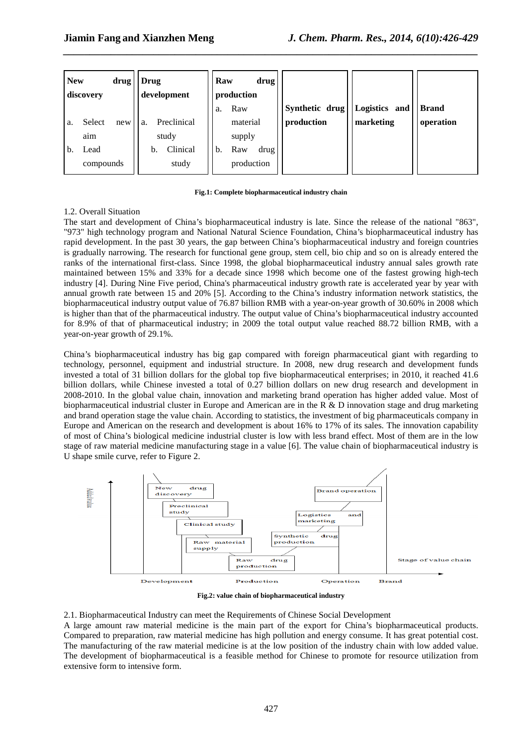| New drug discovery | Drug development | Raw drug production | Synthetic drug production | Logistics and marketing | Brand operation |
|---|---|---|---|---|---|
| a. Select new aim<br>b. Lead compounds | a. Preclinical study<br>b. Clinical study | a. Raw material supply<br>b. Raw drug production | | | |

**Fig.1: Complete biopharmaceutical industry chain**

1.2. Overall Situation

The start and development of China's biopharmaceutical industry is late. Since the release of the national "863", "973" high technology program and National Natural Science Foundation, China's biopharmaceutical industry has rapid development. In the past 30 years, the gap between China's biopharmaceutical industry and foreign countries is gradually narrowing. The research for functional gene group, stem cell, bio chip and so on is already entered the ranks of the international first-class. Since 1998, the global biopharmaceutical industry annual sales growth rate maintained between 15% and 33% for a decade since 1998 which become one of the fastest growing high-tech industry [4]. During Nine Five period, China's pharmaceutical industry growth rate is accelerated year by year with annual growth rate between 15 and 20% [5]. According to the China's industry information network statistics, the biopharmaceutical industry output value of 76.87 billion RMB with a year-on-year growth of 30.60% in 2008 which is higher than that of the pharmaceutical industry. The output value of China's biopharmaceutical industry accounted for 8.9% of that of pharmaceutical industry; in 2009 the total output value reached 88.72 billion RMB, with a year-on-year growth of 29.1%.

China's biopharmaceutical industry has big gap compared with foreign pharmaceutical giant with regarding to technology, personnel, equipment and industrial structure. In 2008, new drug research and development funds invested a total of 31 billion dollars for the global top five biopharmaceutical enterprises; in 2010, it reached 41.6 billion dollars, while Chinese invested a total of 0.27 billion dollars on new drug research and development in 2008-2010. In the global value chain, innovation and marketing brand operation has higher added value. Most of biopharmaceutical industrial cluster in Europe and American are in the R & D innovation stage and drug marketing and brand operation stage the value chain. According to statistics, the investment of big pharmaceuticals company in Europe and American on the research and development is about 16% to 17% of its sales. The innovation capability of most of China's biological medicine industrial cluster is low with less brand effect. Most of them are in the low stage of raw material medicine manufacturing stage in a value [6]. The value chain of biopharmaceutical industry is U shape smile curve, refer to Figure 2.

**Fig.2: value chain of biopharmaceutical industry**

2.1. Biopharmaceutical Industry can meet the Requirements of Chinese Social Development

A large amount raw material medicine is the main part of the export for China's biopharmaceutical products. Compared to preparation, raw material medicine has high pollution and energy consume. It has great potential cost. The manufacturing of the raw material medicine is at the low position of the industry chain with low added value. The development of biopharmaceutical is a feasible method for Chinese to promote for resource utilization from extensive form to intensive form.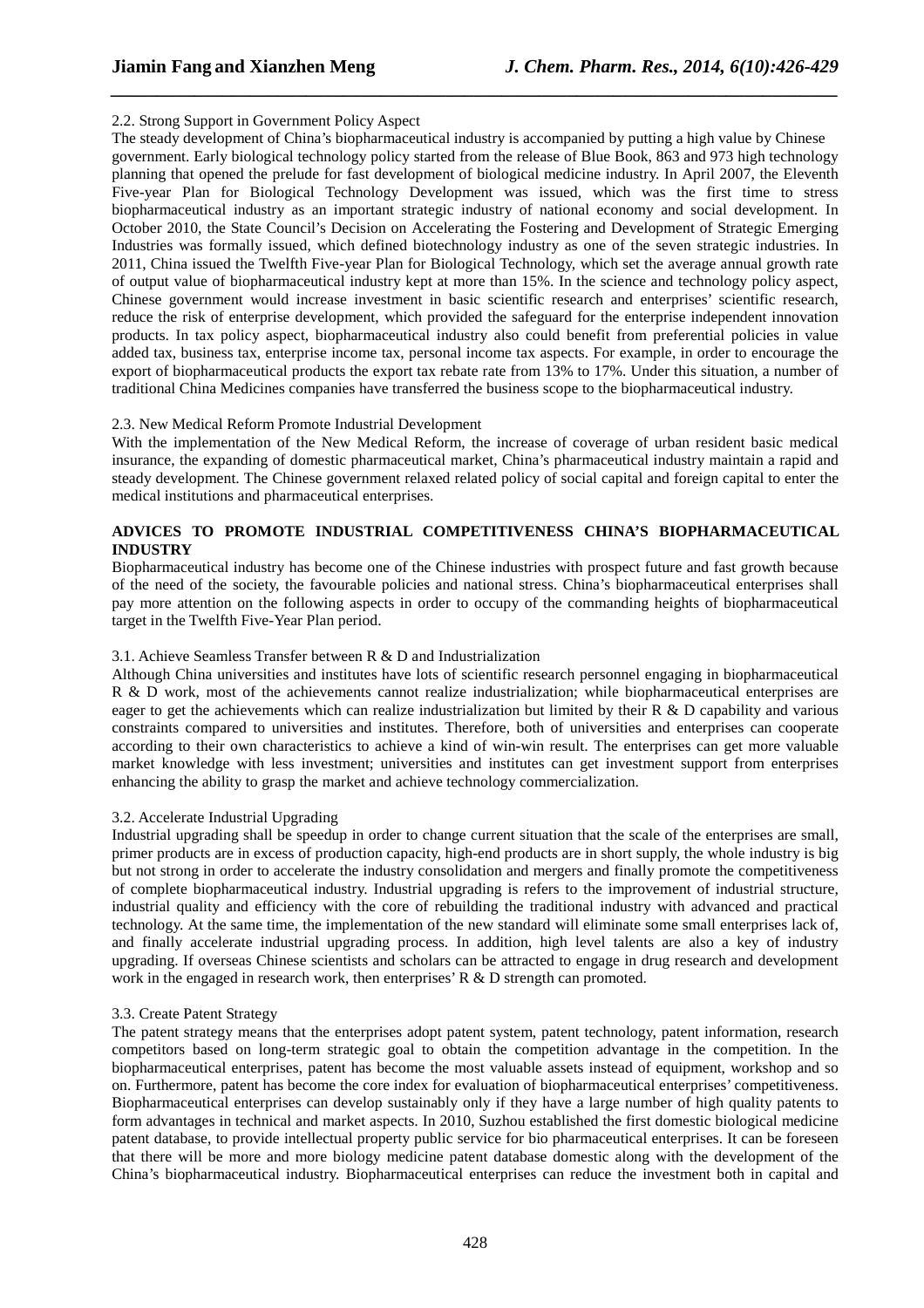2.2. Strong Support in Government Policy Aspect

The steady development of China's biopharmaceutical industry is accompanied by putting a high value by Chinese government. Early biological technology policy started from the release of Blue Book, 863 and 973 high technology planning that opened the prelude for fast development of biological medicine industry. In April 2007, the Eleventh Five-year Plan for Biological Technology Development was issued, which was the first time to stress biopharmaceutical industry as an important strategic industry of national economy and social development. In October 2010, the State Council's Decision on Accelerating the Fostering and Development of Strategic Emerging Industries was formally issued, which defined biotechnology industry as one of the seven strategic industries. In 2011, China issued the Twelfth Five-year Plan for Biological Technology, which set the average annual growth rate of output value of biopharmaceutical industry kept at more than 15%. In the science and technology policy aspect, Chinese government would increase investment in basic scientific research and enterprises' scientific research, reduce the risk of enterprise development, which provided the safeguard for the enterprise independent innovation products. In tax policy aspect, biopharmaceutical industry also could benefit from preferential policies in value added tax, business tax, enterprise income tax, personal income tax aspects. For example, in order to encourage the export of biopharmaceutical products the export tax rebate rate from 13% to 17%. Under this situation, a number of traditional China Medicines companies have transferred the business scope to the biopharmaceutical industry.

2.3. New Medical Reform Promote Industrial Development

With the implementation of the New Medical Reform, the increase of coverage of urban resident basic medical insurance, the expanding of domestic pharmaceutical market, China's pharmaceutical industry maintain a rapid and steady development. The Chinese government relaxed related policy of social capital and foreign capital to enter the medical institutions and pharmaceutical enterprises.

## ADVICES TO PROMOTE INDUSTRIAL COMPETITIVENESS CHINA'S BIOPHARMACEUTICAL INDUSTRY

Biopharmaceutical industry has become one of the Chinese industries with prospect future and fast growth because of the need of the society, the favourable policies and national stress. China's biopharmaceutical enterprises shall pay more attention on the following aspects in order to occupy of the commanding heights of biopharmaceutical target in the Twelfth Five-Year Plan period.

3.1. Achieve Seamless Transfer between R & D and Industrialization

Although China universities and institutes have lots of scientific research personnel engaging in biopharmaceutical R & D work, most of the achievements cannot realize industrialization; while biopharmaceutical enterprises are eager to get the achievements which can realize industrialization but limited by their R & D capability and various constraints compared to universities and institutes. Therefore, both of universities and enterprises can cooperate according to their own characteristics to achieve a kind of win-win result. The enterprises can get more valuable market knowledge with less investment; universities and institutes can get investment support from enterprises enhancing the ability to grasp the market and achieve technology commercialization.

3.2. Accelerate Industrial Upgrading

Industrial upgrading shall be speedup in order to change current situation that the scale of the enterprises are small, primer products are in excess of production capacity, high-end products are in short supply, the whole industry is big but not strong in order to accelerate the industry consolidation and mergers and finally promote the competitiveness of complete biopharmaceutical industry. Industrial upgrading is refers to the improvement of industrial structure, industrial quality and efficiency with the core of rebuilding the traditional industry with advanced and practical technology. At the same time, the implementation of the new standard will eliminate some small enterprises lack of, and finally accelerate industrial upgrading process. In addition, high level talents are also a key of industry upgrading. If overseas Chinese scientists and scholars can be attracted to engage in drug research and development work in the engaged in research work, then enterprises' R & D strength can promoted.

3.3. Create Patent Strategy

The patent strategy means that the enterprises adopt patent system, patent technology, patent information, research competitors based on long-term strategic goal to obtain the competition advantage in the competition. In the biopharmaceutical enterprises, patent has become the most valuable assets instead of equipment, workshop and so on. Furthermore, patent has become the core index for evaluation of biopharmaceutical enterprises' competitiveness. Biopharmaceutical enterprises can develop sustainably only if they have a large number of high quality patents to form advantages in technical and market aspects. In 2010, Suzhou established the first domestic biological medicine patent database, to provide intellectual property public service for bio pharmaceutical enterprises. It can be foreseen that there will be more and more biology medicine patent database domestic along with the development of the China's biopharmaceutical industry. Biopharmaceutical enterprises can reduce the investment both in capital and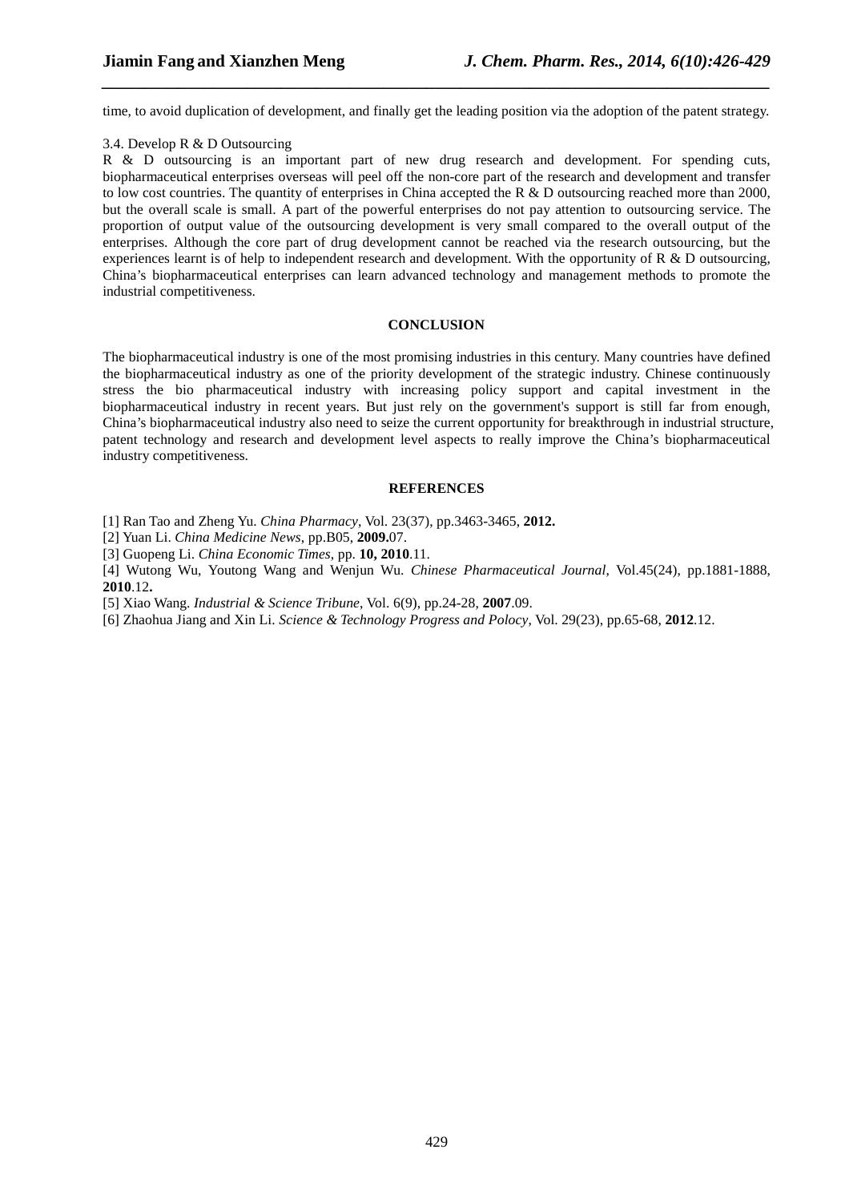time, to avoid duplication of development, and finally get the leading position via the adoption of the patent strategy.

3.4. Develop R & D Outsourcing

R & D outsourcing is an important part of new drug research and development. For spending cuts, biopharmaceutical enterprises overseas will peel off the non-core part of the research and development and transfer to low cost countries. The quantity of enterprises in China accepted the R & D outsourcing reached more than 2000, but the overall scale is small. A part of the powerful enterprises do not pay attention to outsourcing service. The proportion of output value of the outsourcing development is very small compared to the overall output of the enterprises. Although the core part of drug development cannot be reached via the research outsourcing, but the experiences learnt is of help to independent research and development. With the opportunity of R & D outsourcing, China's biopharmaceutical enterprises can learn advanced technology and management methods to promote the industrial competitiveness.

## CONCLUSION

The biopharmaceutical industry is one of the most promising industries in this century. Many countries have defined the biopharmaceutical industry as one of the priority development of the strategic industry. Chinese continuously stress the bio pharmaceutical industry with increasing policy support and capital investment in the biopharmaceutical industry in recent years. But just rely on the government's support is still far from enough, China's biopharmaceutical industry also need to seize the current opportunity for breakthrough in industrial structure, patent technology and research and development level aspects to really improve the China's biopharmaceutical industry competitiveness.

## REFERENCES

[1] Ran Tao and Zheng Yu. *China Pharmacy*, Vol. 23(37), pp.3463-3465, **2012.**

[2] Yuan Li. *China Medicine News*, pp.B05, **2009.**07.

[3] Guopeng Li. *China Economic Times*, pp. **10, 2010**.11.

[4] Wutong Wu, Youtong Wang and Wenjun Wu. *Chinese Pharmaceutical Journal*, Vol.45(24), pp.1881-1888, **2010**.12**.**

[5] Xiao Wang. *Industrial & Science Tribune*, Vol. 6(9), pp.24-28, **2007**.09.

[6] Zhaohua Jiang and Xin Li. *Science & Technology Progress and Polocy*, Vol. 29(23), pp.65-68, **2012**.12.